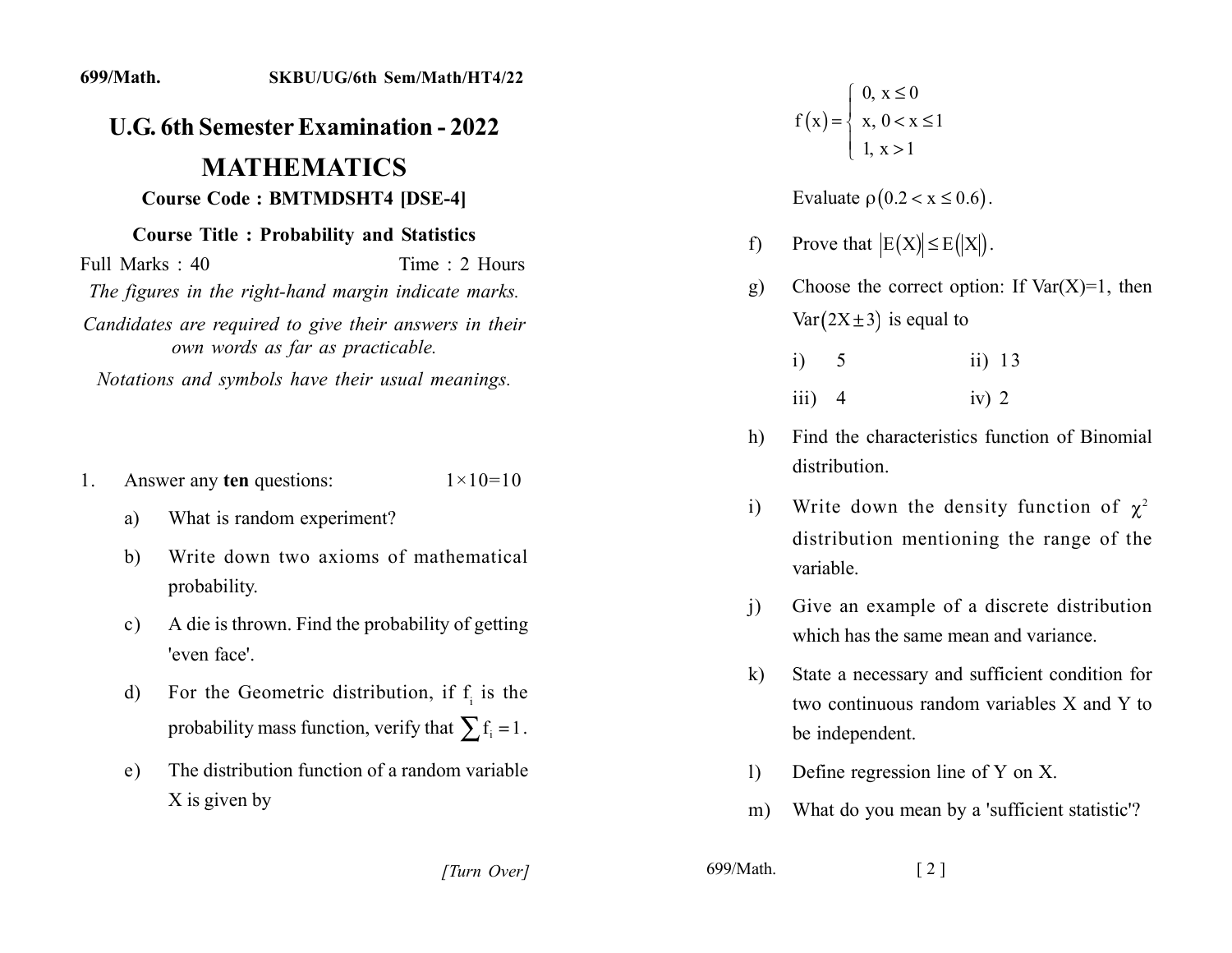699/Math. SKBU/UG/6th Sem/Math/HT4/22

# U.G. 6th Semester Examination - 2022

# MATHEMATICS

**Course Code : BMTMDSHT4 [DSE-4]**

**Course Title : Probability and Statistics**

Full Marks : 40 Time : 2 Hours

*The figures in the right-hand margin indicate marks.*

*Candidates are required to give their answers in their own words as far as practicable.*

*Notations and symbols have their usual meanings.*

1. Answer any **ten** questions: $1\times10=10$

   a) What is random experiment?

   b) Write down two axioms of mathematical probability.

   c) A die is thrown. Find the probability of getting 'even face'.

   d) For the Geometric distribution, if $f_i$ is the probability mass function, verify that $\sum f_i = 1$.

   e) The distribution function of a random variable X is given by

   $$f(x) = \begin{cases} 0, & x \le 0 \\ x, & 0 < x \le 1 \\ 1, & x > 1 \end{cases}$$

   Evaluate $\rho(0.2 < x \le 0.6)$.

   f) Prove that $|E(X)| \le E(|X|)$.

   g) Choose the correct option: If Var(X)=1, then $\text{Var}(2X \pm 3)$ is equal to

      i) 5 ii) 13

      iii) 4 iv) 2

   h) Find the characteristics function of Binomial distribution.

   i) Write down the density function of $\chi^2$ distribution mentioning the range of the variable.

   j) Give an example of a discrete distribution which has the same mean and variance.

   k) State a necessary and sufficient condition for two continuous random variables X and Y to be independent.

   l) Define regression line of Y on X.

   m) What do you mean by a 'sufficient statistic'?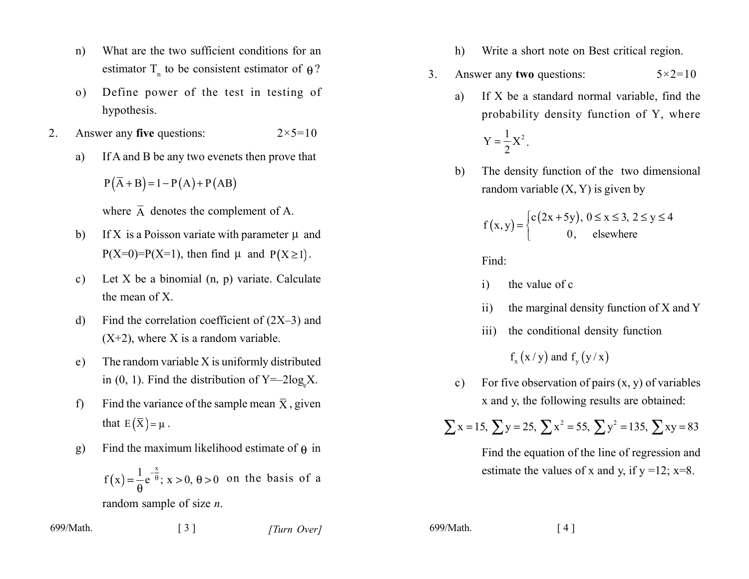n) What are the two sufficient conditions for an estimator $T_n$ to be consistent estimator of $\theta$?

o) Define power of the test in testing of hypothesis.

2. Answer any **five** questions: $2\times5=10$

a) If A and B be any two evenets then prove that

$$P(\overline{A}+B)=1-P(A)+P(AB)$$

where $\overline{A}$ denotes the complement of A.

b) If X is a Poisson variate with parameter $\mu$ and P(X=0)=P(X=1), then find $\mu$ and $P(X\geq1)$.

c) Let X be a binomial (n, p) variate. Calculate the mean of X.

d) Find the correlation coefficient of (2X–3) and (X+2), where X is a random variable.

e) The random variable X is uniformly distributed in (0, 1). Find the distribution of $Y=-2\log_e X$.

f) Find the variance of the sample mean $\overline{X}$, given that $E(\overline{X})=\mu$.

g) Find the maximum likelihood estimate of $\theta$ in $f(x)=\frac{1}{\theta}e^{-\frac{x}{\theta}};\ x>0,\ \theta>0$ on the basis of a random sample of size *n*.

h) Write a short note on Best critical region.

3. Answer any **two** questions: $5\times2=10$

a) If X be a standard normal variable, find the probability density function of Y, where $Y=\frac{1}{2}X^2$.

b) The density function of the two dimensional random variable (X, Y) is given by

$$f(x,y)=\begin{cases} c(2x+5y), & 0\leq x\leq3,\ 2\leq y\leq4 \\ 0, & \text{elsewhere} \end{cases}$$

Find:

i) the value of c

ii) the marginal density function of X and Y

iii) the conditional density function $f_x(x/y)$ and $f_y(y/x)$

c) For five observation of pairs (x, y) of variables x and y, the following results are obtained:

$$\sum x=15,\ \sum y=25,\ \sum x^2=55,\ \sum y^2=135,\ \sum xy=83$$

Find the equation of the line of regression and estimate the values of x and y, if y =12; x=8.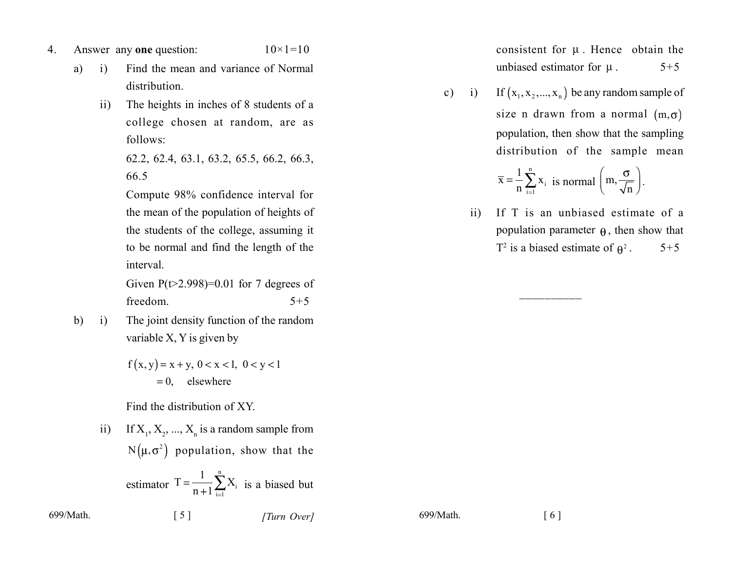4. Answer any **one** question: $10 \times 1 = 10$

a) i) Find the mean and variance of Normal distribution.

ii) The heights in inches of 8 students of a college chosen at random, are as follows:

62.2, 62.4, 63.1, 63.2, 65.5, 66.2, 66.3, 66.5

Compute 98% confidence interval for the mean of the population of heights of the students of the college, assuming it to be normal and find the length of the interval.

Given $P(t>2.998)=0.01$ for 7 degrees of freedom. 5+5

b) i) The joint density function of the random variable X, Y is given by

$$f(x, y) = x + y, \; 0 < x < 1, \; 0 < y < 1$$
$$= 0, \quad \text{elsewhere}$$

Find the distribution of XY.

ii) If $X_1, X_2, ..., X_n$ is a random sample from $N(\mu, \sigma^2)$ population, show that the estimator $T = \frac{1}{n+1}\sum_{i=1}^{n} X_i$ is a biased but consistent for $\mu$. Hence obtain the unbiased estimator for $\mu$. 5+5

c) i) If $(x_1, x_2, ..., x_n)$ be any random sample of size n drawn from a normal $(m, \sigma)$ population, then show that the sampling distribution of the sample mean $\overline{x} = \frac{1}{n}\sum_{i=1}^{n} x_i$ is normal $\left(m, \frac{\sigma}{\sqrt{n}}\right)$.

ii) If T is an unbiased estimate of a population parameter $\theta$, then show that $T^2$ is a biased estimate of $\theta^2$. 5+5